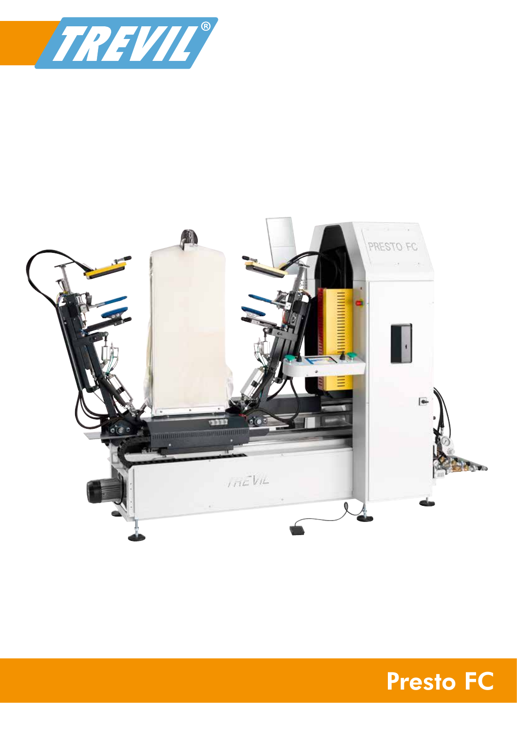TREVIL®

# Presto FC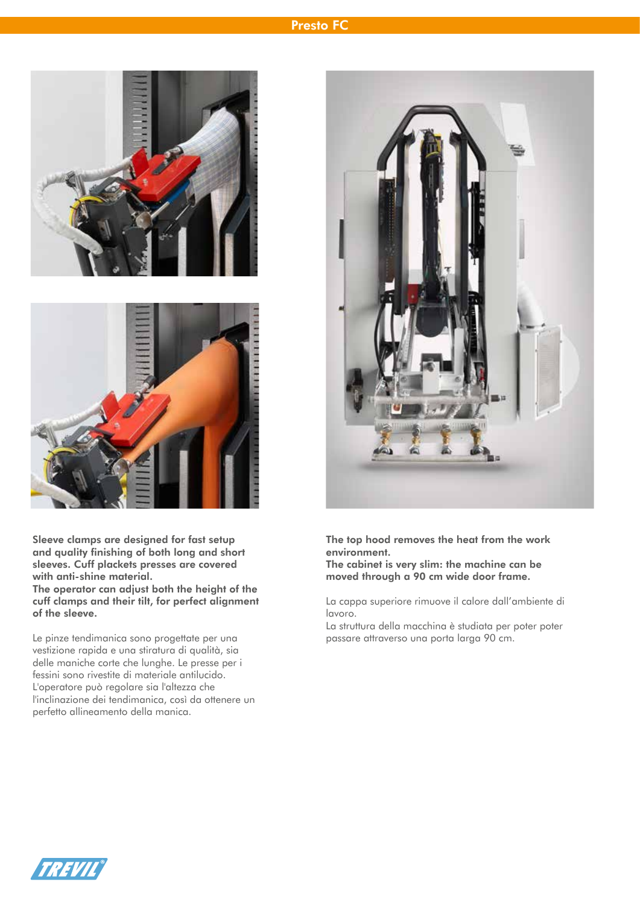# Presto FC

**Sleeve clamps are designed for fast setup and quality finishing of both long and short sleeves. Cuff plackets presses are covered with anti-shine material.**
**The operator can adjust both the height of the cuff clamps and their tilt, for perfect alignment of the sleeve.**

Le pinze tendimanica sono progettate per una vestizione rapida e una stiratura di qualità, sia delle maniche corte che lunghe. Le presse per i fessini sono rivestite di materiale antilucido.
L'operatore può regolare sia l'altezza che l'inclinazione dei tendimanica, così da ottenere un perfetto allineamento della manica.

**The top hood removes the heat from the work environment.**
**The cabinet is very slim: the machine can be moved through a 90 cm wide door frame.**

La cappa superiore rimuove il calore dall'ambiente di lavoro.
La struttura della macchina è studiata per poter poter passare attraverso una porta larga 90 cm.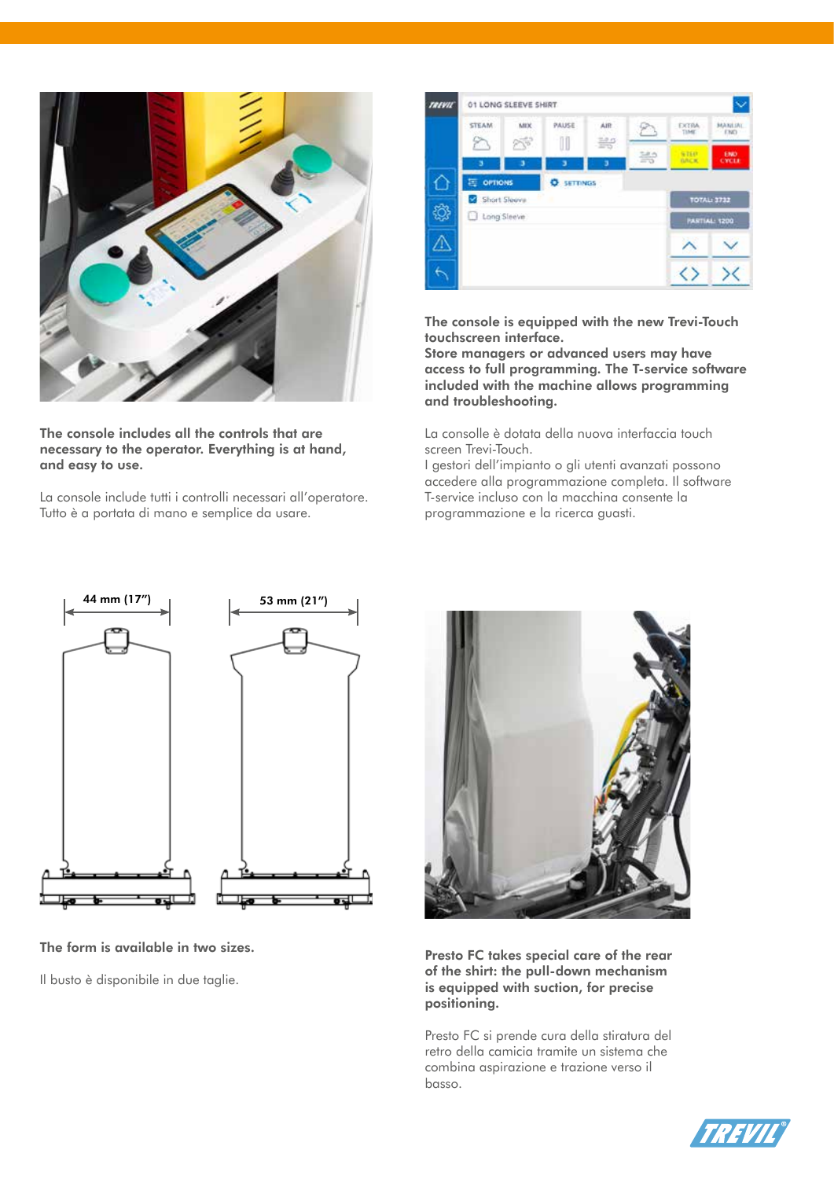**The console includes all the controls that are necessary to the operator. Everything is at hand, and easy to use.**

La console include tutti i controlli necessari all'operatore. Tutto è a portata di mano e semplice da usare.

**The console is equipped with the new Trevi-Touch touchscreen interface. Store managers or advanced users may have access to full programming. The T-service software included with the machine allows programming and troubleshooting.**

La consolle è dotata della nuova interfaccia touch screen Trevi-Touch. I gestori dell'impianto o gli utenti avanzati possono accedere alla programmazione completa. Il software T-service incluso con la macchina consente la programmazione e la ricerca guasti.

44 mm (17") 53 mm (21")

**The form is available in two sizes.**

Il busto è disponibile in due taglie.

**Presto FC takes special care of the rear of the shirt: the pull-down mechanism is equipped with suction, for precise positioning.**

Presto FC si prende cura della stiratura del retro della camicia tramite un sistema che combina aspirazione e trazione verso il basso.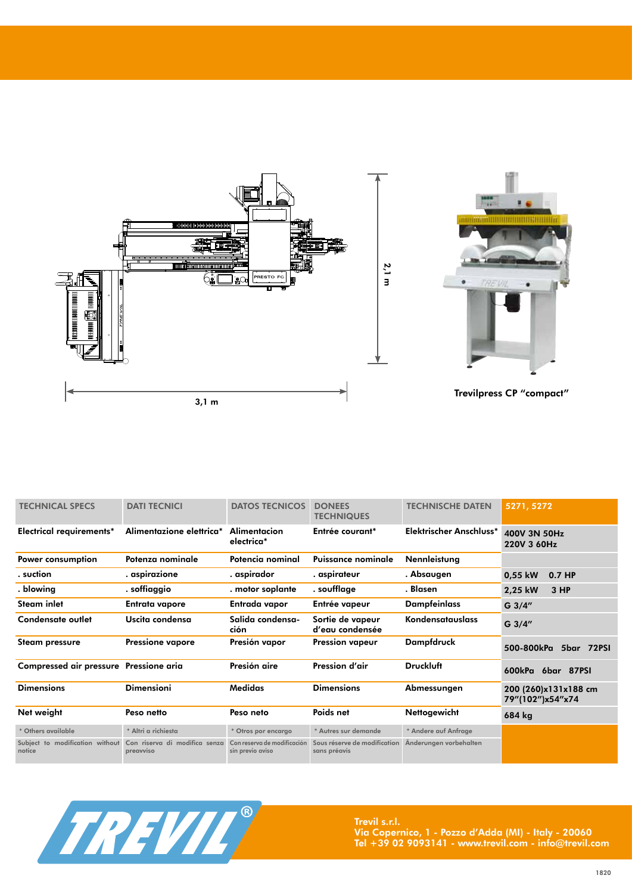2,1 m

3,1 m

Trevilpress CP "compact"

| TECHNICAL SPECS | DATI TECNICI | DATOS TECNICOS | DONEES TECHNIQUES | TECHNISCHE DATEN | 5271, 5272 |
|---|---|---|---|---|---|
| Electrical requirements* | Alimentazione elettrica* | Alimentacion electrica* | Entrée courant* | Elektrischer Anschluss* | 400V 3N 50Hz 220V 3 60Hz |
| Power consumption | Potenza nominale | Potencia nominal | Puissance nominale | Nennleistung | |
| . suction | . aspirazione | . aspirador | . aspirateur | . Absaugen | 0,55 kW 0.7 HP |
| . blowing | . soffiaggio | . motor soplante | . soufflage | . Blasen | 2,25 kW 3 HP |
| Steam inlet | Entrata vapore | Entrada vapor | Entrée vapeur | Dampfeinlass | G 3/4" |
| Condensate outlet | Uscita condensa | Salida condensación | Sortie de vapeur d'eau condensée | Kondensatauslass | G 3/4" |
| Steam pressure | Pressione vapore | Presión vapor | Pression vapeur | Dampfdruck | 500-800kPa 5bar 72PSI |
| Compressed air pressure | Pressione aria | Presión aire | Pression d'air | Druckluft | 600kPa 6bar 87PSI |
| Dimensions | Dimensioni | Medidas | Dimensions | Abmessungen | 200 (260)x131x188 cm 79"(102")x54"x74 |
| Net weight | Peso netto | Peso neto | Poids net | Nettogewicht | 684 kg |
| * Others available | * Altri a richiesta | * Otros por encargo | * Autres sur demande | * Andere auf Anfrage | |
| Subject to modification without notice | Con riserva di modifica senza preavviso | Con reserva de modificación sin previo aviso | Sous réserve de modification sans préavis | Änderungen vorbehalten | |

TREVIL®

Trevil s.r.l.
Via Copernico, 1 - Pozzo d'Adda (MI) - Italy - 20060
Tel +39 02 9093141 - www.trevil.com - info@trevil.com

1820